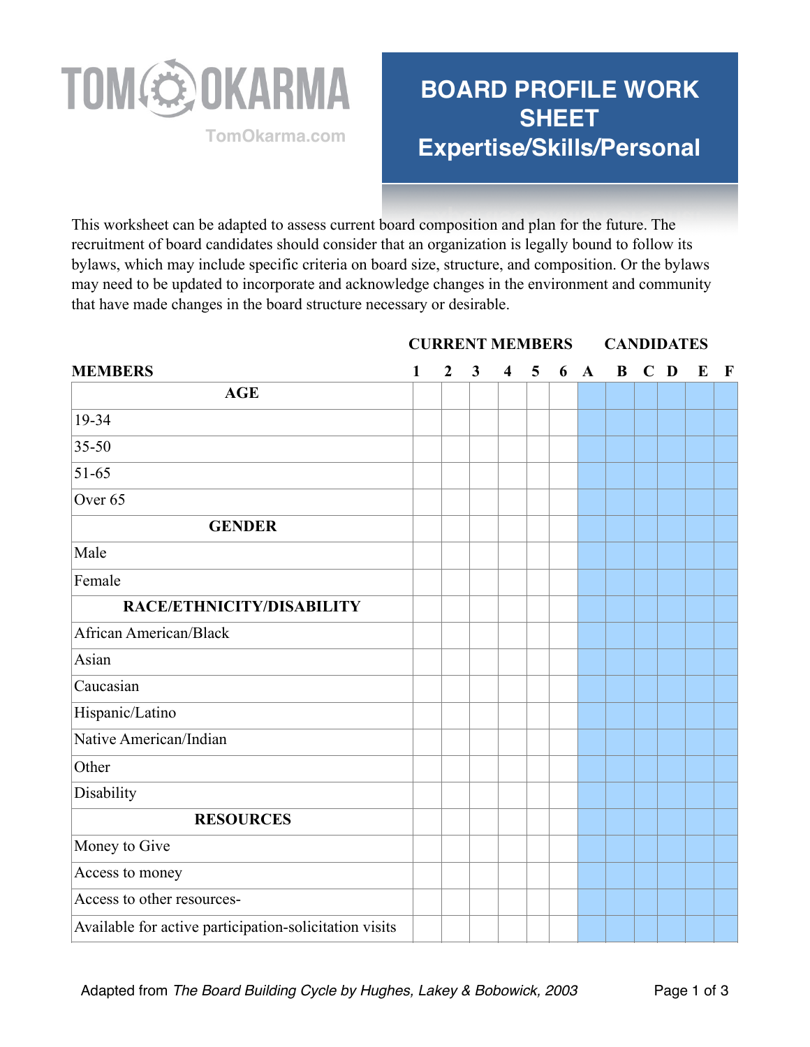TOM OKARMA

TomOkarma.com

# BOARD PROFILE WORK SHEET Expertise/Skills/Personal

This worksheet can be adapted to assess current board composition and plan for the future. The recruitment of board candidates should consider that an organization is legally bound to follow its bylaws, which may include specific criteria on board size, structure, and composition. Or the bylaws may need to be updated to incorporate and acknowledge changes in the environment and community that have made changes in the board structure necessary or desirable.

| | CURRENT MEMBERS | | | | | | CANDIDATES | | | | | |
|---|---|---|---|---|---|---|---|---|---|---|---|---|
| **MEMBERS** | **1** | **2** | **3** | **4** | **5** | **6** | **A** | **B** | **C** | **D** | **E** | **F** |
| **AGE** | | | | | | | | | | | | |
| 19-34 | | | | | | | | | | | | |
| 35-50 | | | | | | | | | | | | |
| 51-65 | | | | | | | | | | | | |
| Over 65 | | | | | | | | | | | | |
| **GENDER** | | | | | | | | | | | | |
| Male | | | | | | | | | | | | |
| Female | | | | | | | | | | | | |
| **RACE/ETHNICITY/DISABILITY** | | | | | | | | | | | | |
| African American/Black | | | | | | | | | | | | |
| Asian | | | | | | | | | | | | |
| Caucasian | | | | | | | | | | | | |
| Hispanic/Latino | | | | | | | | | | | | |
| Native American/Indian | | | | | | | | | | | | |
| Other | | | | | | | | | | | | |
| Disability | | | | | | | | | | | | |
| **RESOURCES** | | | | | | | | | | | | |
| Money to Give | | | | | | | | | | | | |
| Access to money | | | | | | | | | | | | |
| Access to other resources- | | | | | | | | | | | | |
| Available for active participation-solicitation visits | | | | | | | | | | | | |

Adapted from *The Board Building Cycle by Hughes, Lakey & Bobowick, 2003*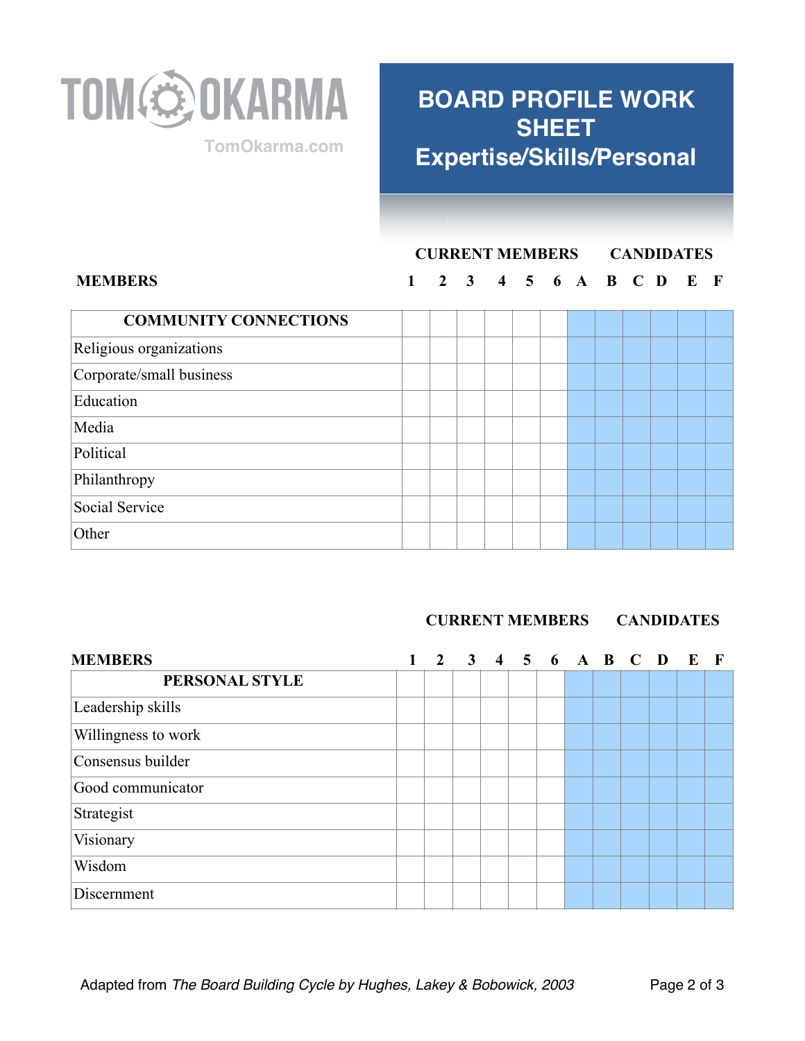TOM OKARMA

TomOkarma.com

# BOARD PROFILE WORK SHEET Expertise/Skills/Personal

| MEMBERS | CURRENT MEMBERS | | | | | | CANDIDATES | | | | | |
|---|---|---|---|---|---|---|---|---|---|---|---|---|
| | 1 | 2 | 3 | 4 | 5 | 6 | A | B | C | D | E | F |
| **COMMUNITY CONNECTIONS** | | | | | | | | | | | | |
| Religious organizations | | | | | | | | | | | | |
| Corporate/small business | | | | | | | | | | | | |
| Education | | | | | | | | | | | | |
| Media | | | | | | | | | | | | |
| Political | | | | | | | | | | | | |
| Philanthropy | | | | | | | | | | | | |
| Social Service | | | | | | | | | | | | |
| Other | | | | | | | | | | | | |

| MEMBERS | CURRENT MEMBERS | | | | | | CANDIDATES | | | | | |
|---|---|---|---|---|---|---|---|---|---|---|---|---|
| | 1 | 2 | 3 | 4 | 5 | 6 | A | B | C | D | E | F |
| **PERSONAL STYLE** | | | | | | | | | | | | |
| Leadership skills | | | | | | | | | | | | |
| Willingness to work | | | | | | | | | | | | |
| Consensus builder | | | | | | | | | | | | |
| Good communicator | | | | | | | | | | | | |
| Strategist | | | | | | | | | | | | |
| Visionary | | | | | | | | | | | | |
| Wisdom | | | | | | | | | | | | |
| Discernment | | | | | | | | | | | | |

Adapted from *The Board Building Cycle by Hughes, Lakey & Bobowick, 2003*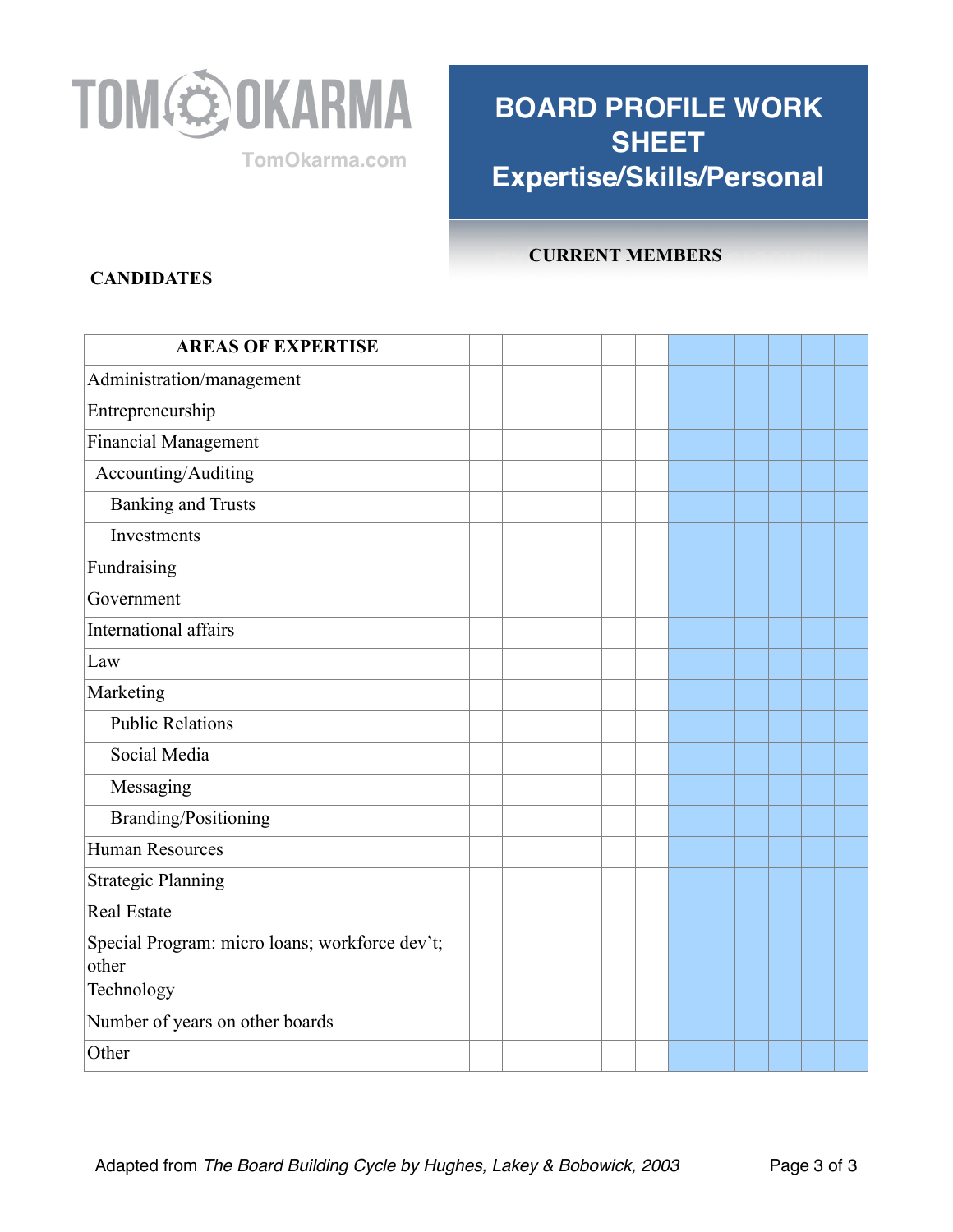TOMOKARMA

TomOkarma.com

# BOARD PROFILE WORK SHEET Expertise/Skills/Personal

**CURRENT MEMBERS**

**CANDIDATES**

| AREAS OF EXPERTISE | | | | | | | | | | | | |
|---|---|---|---|---|---|---|---|---|---|---|---|---|
| Administration/management | | | | | | | | | | | | |
| Entrepreneurship | | | | | | | | | | | | |
| Financial Management | | | | | | | | | | | | |
| Accounting/Auditing | | | | | | | | | | | | |
| Banking and Trusts | | | | | | | | | | | | |
| Investments | | | | | | | | | | | | |
| Fundraising | | | | | | | | | | | | |
| Government | | | | | | | | | | | | |
| International affairs | | | | | | | | | | | | |
| Law | | | | | | | | | | | | |
| Marketing | | | | | | | | | | | | |
| Public Relations | | | | | | | | | | | | |
| Social Media | | | | | | | | | | | | |
| Messaging | | | | | | | | | | | | |
| Branding/Positioning | | | | | | | | | | | | |
| Human Resources | | | | | | | | | | | | |
| Strategic Planning | | | | | | | | | | | | |
| Real Estate | | | | | | | | | | | | |
| Special Program: micro loans; workforce dev't; other | | | | | | | | | | | | |
| Technology | | | | | | | | | | | | |
| Number of years on other boards | | | | | | | | | | | | |
| Other | | | | | | | | | | | | |

Adapted from *The Board Building Cycle by Hughes, Lakey & Bobowick, 2003*